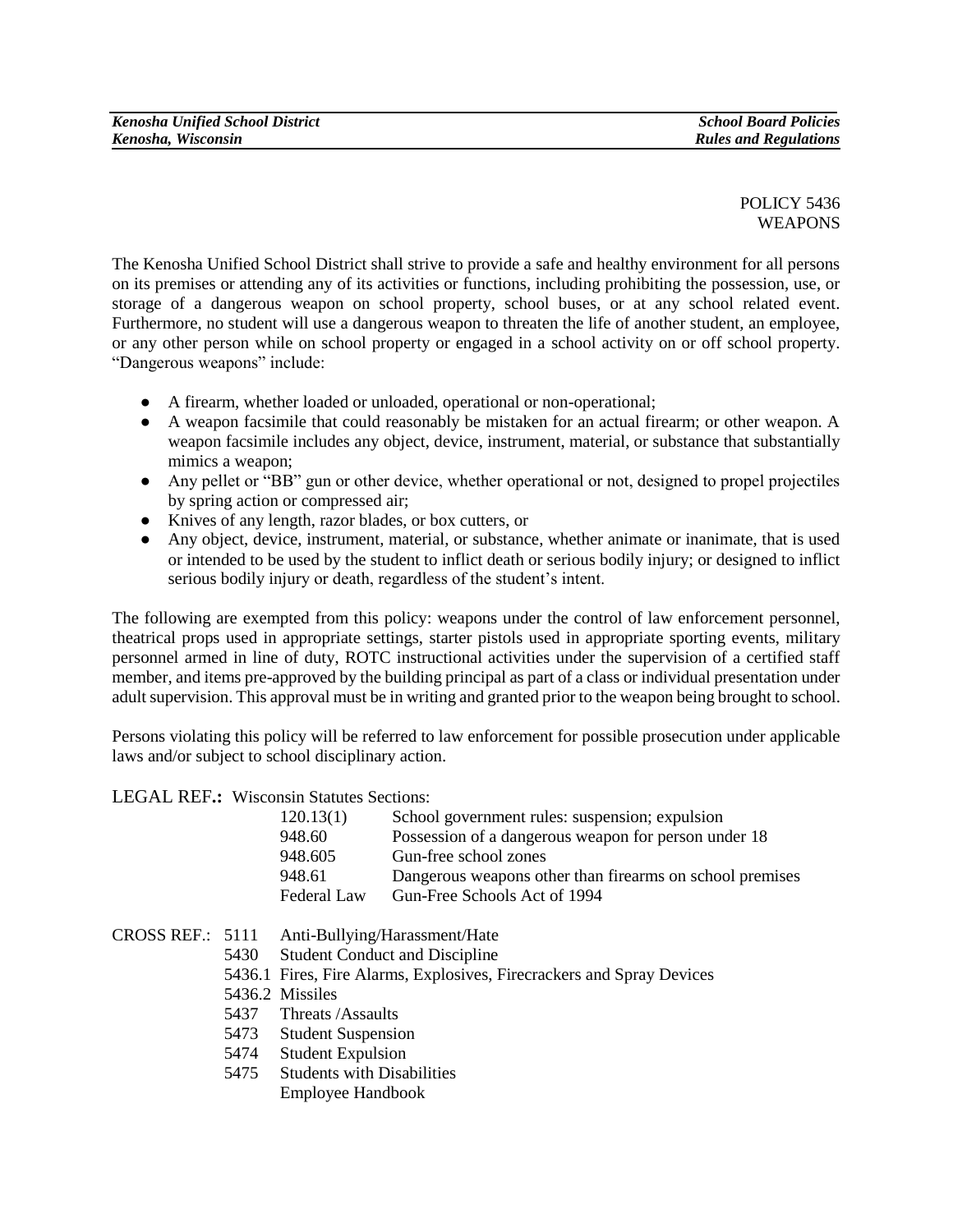POLICY 5436
WEAPONS

The Kenosha Unified School District shall strive to provide a safe and healthy environment for all persons on its premises or attending any of its activities or functions, including prohibiting the possession, use, or storage of a dangerous weapon on school property, school buses, or at any school related event. Furthermore, no student will use a dangerous weapon to threaten the life of another student, an employee, or any other person while on school property or engaged in a school activity on or off school property. "Dangerous weapons" include:

- A firearm, whether loaded or unloaded, operational or non-operational;
- A weapon facsimile that could reasonably be mistaken for an actual firearm; or other weapon. A weapon facsimile includes any object, device, instrument, material, or substance that substantially mimics a weapon;
- Any pellet or "BB" gun or other device, whether operational or not, designed to propel projectiles by spring action or compressed air;
- Knives of any length, razor blades, or box cutters, or
- Any object, device, instrument, material, or substance, whether animate or inanimate, that is used or intended to be used by the student to inflict death or serious bodily injury; or designed to inflict serious bodily injury or death, regardless of the student's intent.

The following are exempted from this policy: weapons under the control of law enforcement personnel, theatrical props used in appropriate settings, starter pistols used in appropriate sporting events, military personnel armed in line of duty, ROTC instructional activities under the supervision of a certified staff member, and items pre-approved by the building principal as part of a class or individual presentation under adult supervision. This approval must be in writing and granted prior to the weapon being brought to school.

Persons violating this policy will be referred to law enforcement for possible prosecution under applicable laws and/or subject to school disciplinary action.

LEGAL REF.: Wisconsin Statutes Sections:

| | |
|---|---|
| 120.13(1) | School government rules: suspension; expulsion |
| 948.60 | Possession of a dangerous weapon for person under 18 |
| 948.605 | Gun-free school zones |
| 948.61 | Dangerous weapons other than firearms on school premises |
| Federal Law | Gun-Free Schools Act of 1994 |

CROSS REF.:

| | |
|---|---|
| 5111 | Anti-Bullying/Harassment/Hate |
| 5430 | Student Conduct and Discipline |
| 5436.1 | Fires, Fire Alarms, Explosives, Firecrackers and Spray Devices |
| 5436.2 | Missiles |
| 5437 | Threats /Assaults |
| 5473 | Student Suspension |
| 5474 | Student Expulsion |
| 5475 | Students with Disabilities |
| | Employee Handbook |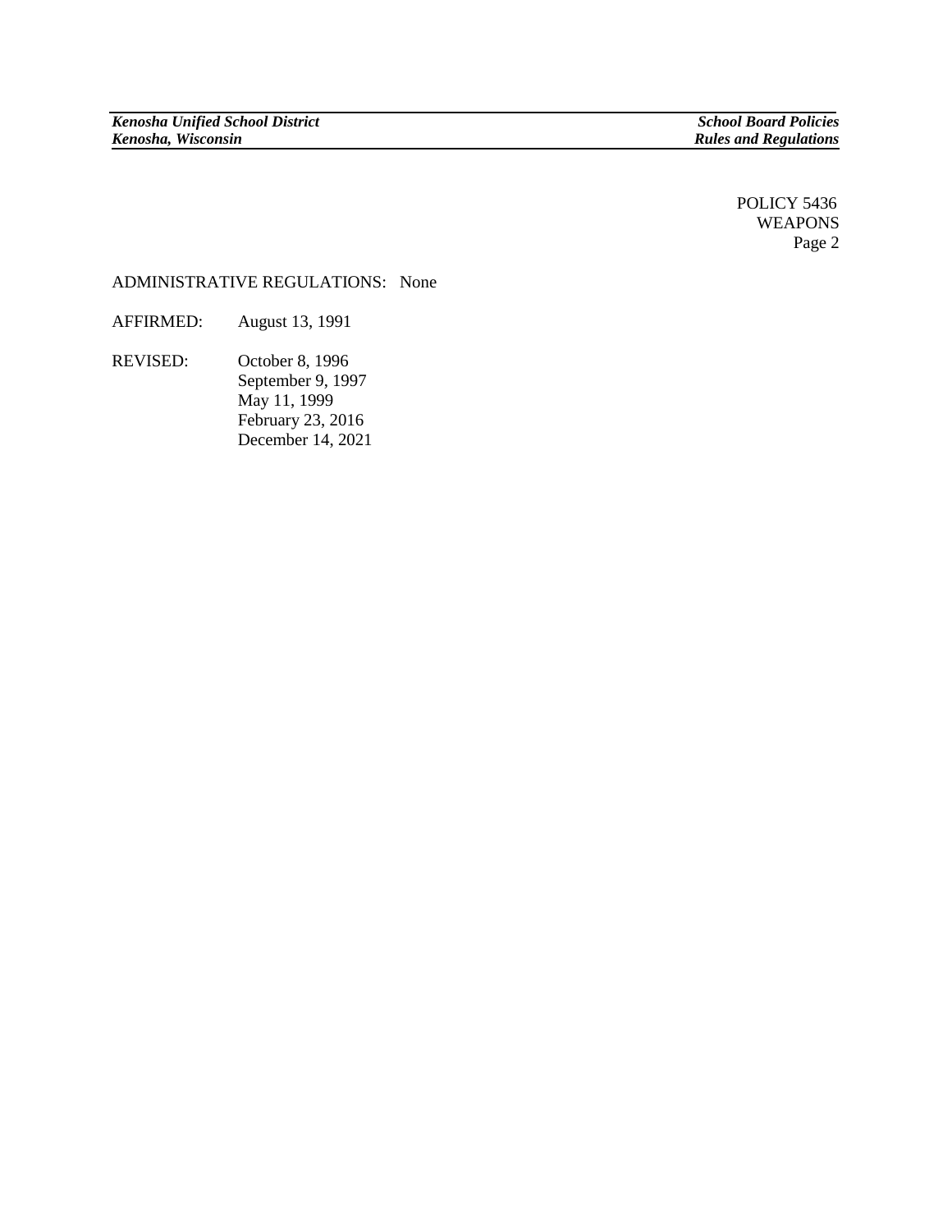ADMINISTRATIVE REGULATIONS: None

AFFIRMED: August 13, 1991

REVISED: October 8, 1996
September 9, 1997
May 11, 1999
February 23, 2016
December 14, 2021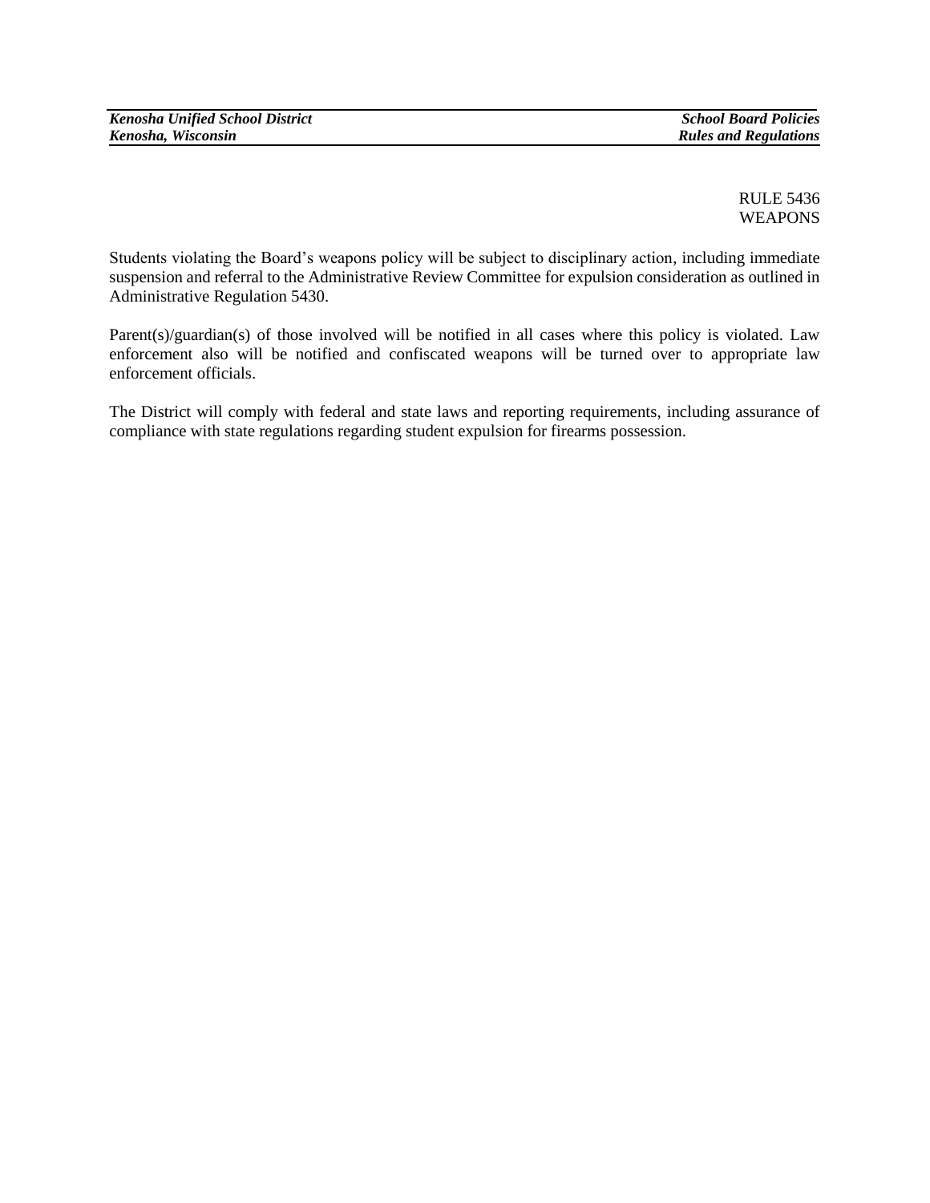RULE 5436
WEAPONS

Students violating the Board's weapons policy will be subject to disciplinary action, including immediate suspension and referral to the Administrative Review Committee for expulsion consideration as outlined in Administrative Regulation 5430.

Parent(s)/guardian(s) of those involved will be notified in all cases where this policy is violated. Law enforcement also will be notified and confiscated weapons will be turned over to appropriate law enforcement officials.

The District will comply with federal and state laws and reporting requirements, including assurance of compliance with state regulations regarding student expulsion for firearms possession.